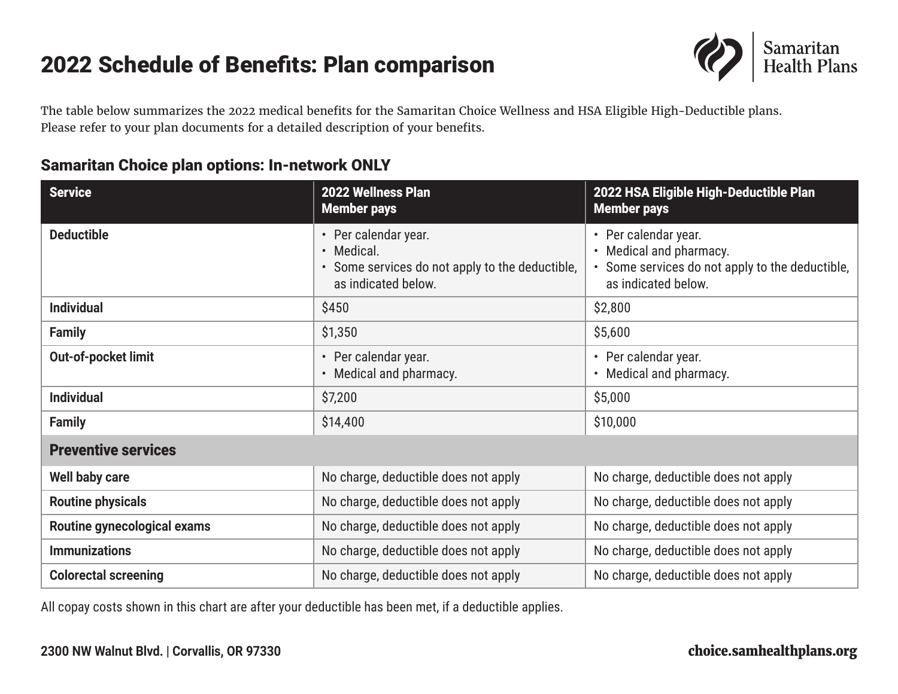# 2022 Schedule of Benefits: Plan comparison

Samaritan Health Plans

The table below summarizes the 2022 medical benefits for the Samaritan Choice Wellness and HSA Eligible High-Deductible plans. Please refer to your plan documents for a detailed description of your benefits.

## Samaritan Choice plan options: In-network ONLY

| Service | 2022 Wellness Plan Member pays | 2022 HSA Eligible High-Deductible Plan Member pays |
|---|---|---|
| **Deductible** | • Per calendar year. • Medical. • Some services do not apply to the deductible, as indicated below. | • Per calendar year. • Medical and pharmacy. • Some services do not apply to the deductible, as indicated below. |
| **Individual** | $450 | $2,800 |
| **Family** | $1,350 | $5,600 |
| **Out-of-pocket limit** | • Per calendar year. • Medical and pharmacy. | • Per calendar year. • Medical and pharmacy. |
| **Individual** | $7,200 | $5,000 |
| **Family** | $14,400 | $10,000 |
| **Preventive services** | | |
| **Well baby care** | No charge, deductible does not apply | No charge, deductible does not apply |
| **Routine physicals** | No charge, deductible does not apply | No charge, deductible does not apply |
| **Routine gynecological exams** | No charge, deductible does not apply | No charge, deductible does not apply |
| **Immunizations** | No charge, deductible does not apply | No charge, deductible does not apply |
| **Colorectal screening** | No charge, deductible does not apply | No charge, deductible does not apply |

All copay costs shown in this chart are after your deductible has been met, if a deductible applies.

**2300 NW Walnut Blvd. | Corvallis, OR 97330**

**choice.samhealthplans.org**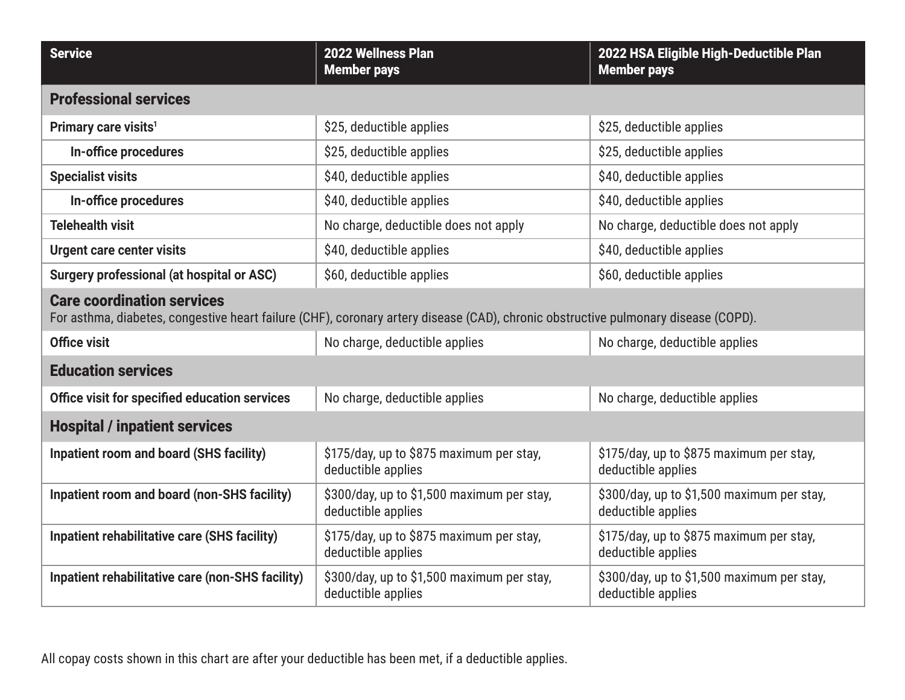| Service | 2022 Wellness Plan Member pays | 2022 HSA Eligible High-Deductible Plan Member pays |
|---|---|---|
| **Professional services** | | |
| **Primary care visits**[1] | $25, deductible applies | $25, deductible applies |
| **In-office procedures** | $25, deductible applies | $25, deductible applies |
| **Specialist visits** | $40, deductible applies | $40, deductible applies |
| **In-office procedures** | $40, deductible applies | $40, deductible applies |
| **Telehealth visit** | No charge, deductible does not apply | No charge, deductible does not apply |
| **Urgent care center visits** | $40, deductible applies | $40, deductible applies |
| **Surgery professional (at hospital or ASC)** | $60, deductible applies | $60, deductible applies |
| **Care coordination services** For asthma, diabetes, congestive heart failure (CHF), coronary artery disease (CAD), chronic obstructive pulmonary disease (COPD). | | |
| **Office visit** | No charge, deductible applies | No charge, deductible applies |
| **Education services** | | |
| **Office visit for specified education services** | No charge, deductible applies | No charge, deductible applies |
| **Hospital / inpatient services** | | |
| **Inpatient room and board (SHS facility)** | $175/day, up to $875 maximum per stay, deductible applies | $175/day, up to $875 maximum per stay, deductible applies |
| **Inpatient room and board (non-SHS facility)** | $300/day, up to $1,500 maximum per stay, deductible applies | $300/day, up to $1,500 maximum per stay, deductible applies |
| **Inpatient rehabilitative care (SHS facility)** | $175/day, up to $875 maximum per stay, deductible applies | $175/day, up to $875 maximum per stay, deductible applies |
| **Inpatient rehabilitative care (non-SHS facility)** | $300/day, up to $1,500 maximum per stay, deductible applies | $300/day, up to $1,500 maximum per stay, deductible applies |

All copay costs shown in this chart are after your deductible has been met, if a deductible applies.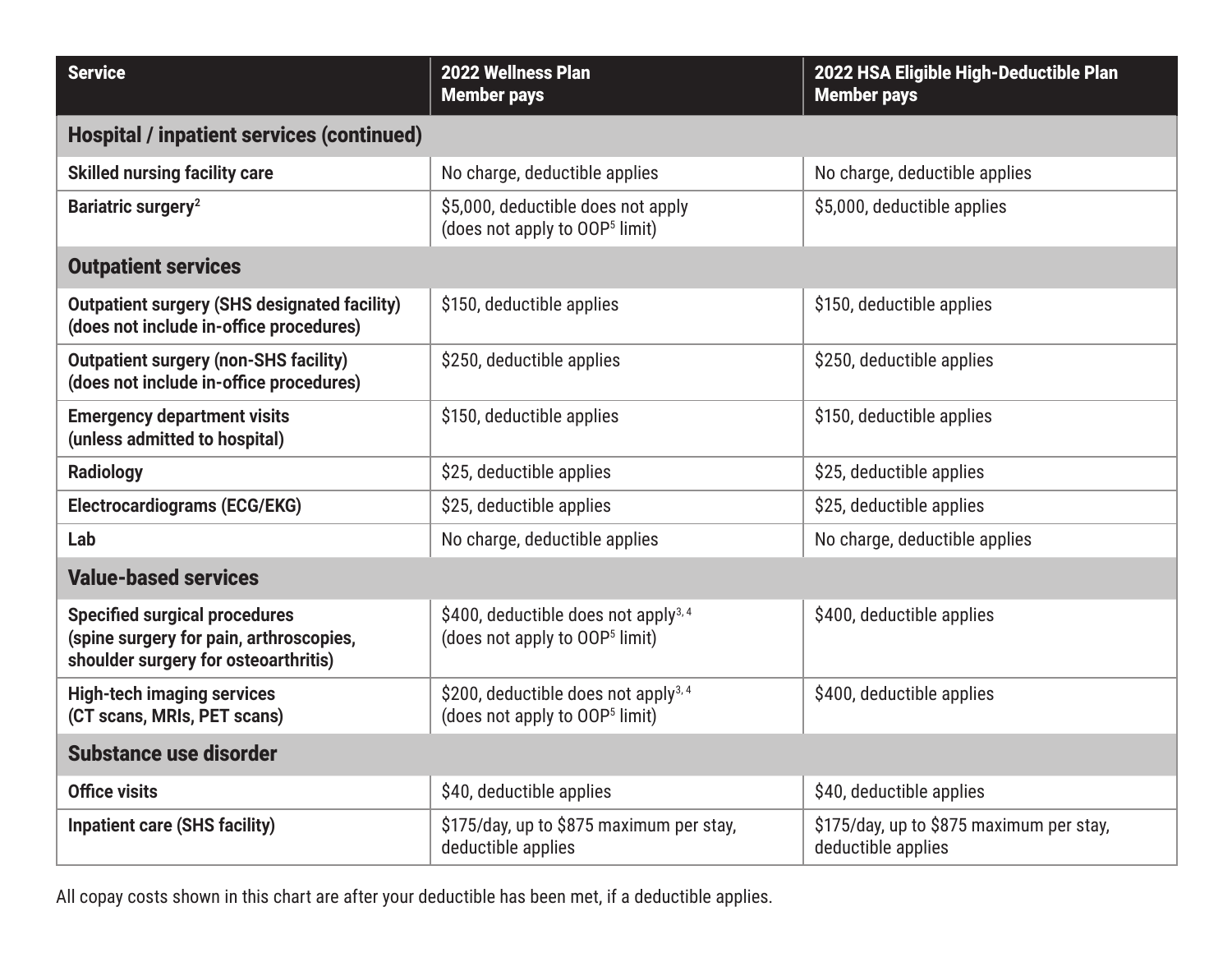| Service | 2022 Wellness Plan Member pays | 2022 HSA Eligible High-Deductible Plan Member pays |
|---|---|---|
| **Hospital / inpatient services (continued)** | | |
| **Skilled nursing facility care** | No charge, deductible applies | No charge, deductible applies |
| **Bariatric surgery**[2] | $5,000, deductible does not apply (does not apply to OOP[5] limit) | $5,000, deductible applies |
| **Outpatient services** | | |
| **Outpatient surgery (SHS designated facility) (does not include in-office procedures)** | $150, deductible applies | $150, deductible applies |
| **Outpatient surgery (non-SHS facility) (does not include in-office procedures)** | $250, deductible applies | $250, deductible applies |
| **Emergency department visits (unless admitted to hospital)** | $150, deductible applies | $150, deductible applies |
| **Radiology** | $25, deductible applies | $25, deductible applies |
| **Electrocardiograms (ECG/EKG)** | $25, deductible applies | $25, deductible applies |
| **Lab** | No charge, deductible applies | No charge, deductible applies |
| **Value-based services** | | |
| **Specified surgical procedures (spine surgery for pain, arthroscopies, shoulder surgery for osteoarthritis)** | $400, deductible does not apply[3,4] (does not apply to OOP[5] limit) | $400, deductible applies |
| **High-tech imaging services (CT scans, MRIs, PET scans)** | $200, deductible does not apply[3,4] (does not apply to OOP[5] limit) | $400, deductible applies |
| **Substance use disorder** | | |
| **Office visits** | $40, deductible applies | $40, deductible applies |
| **Inpatient care (SHS facility)** | $175/day, up to $875 maximum per stay, deductible applies | $175/day, up to $875 maximum per stay, deductible applies |

All copay costs shown in this chart are after your deductible has been met, if a deductible applies.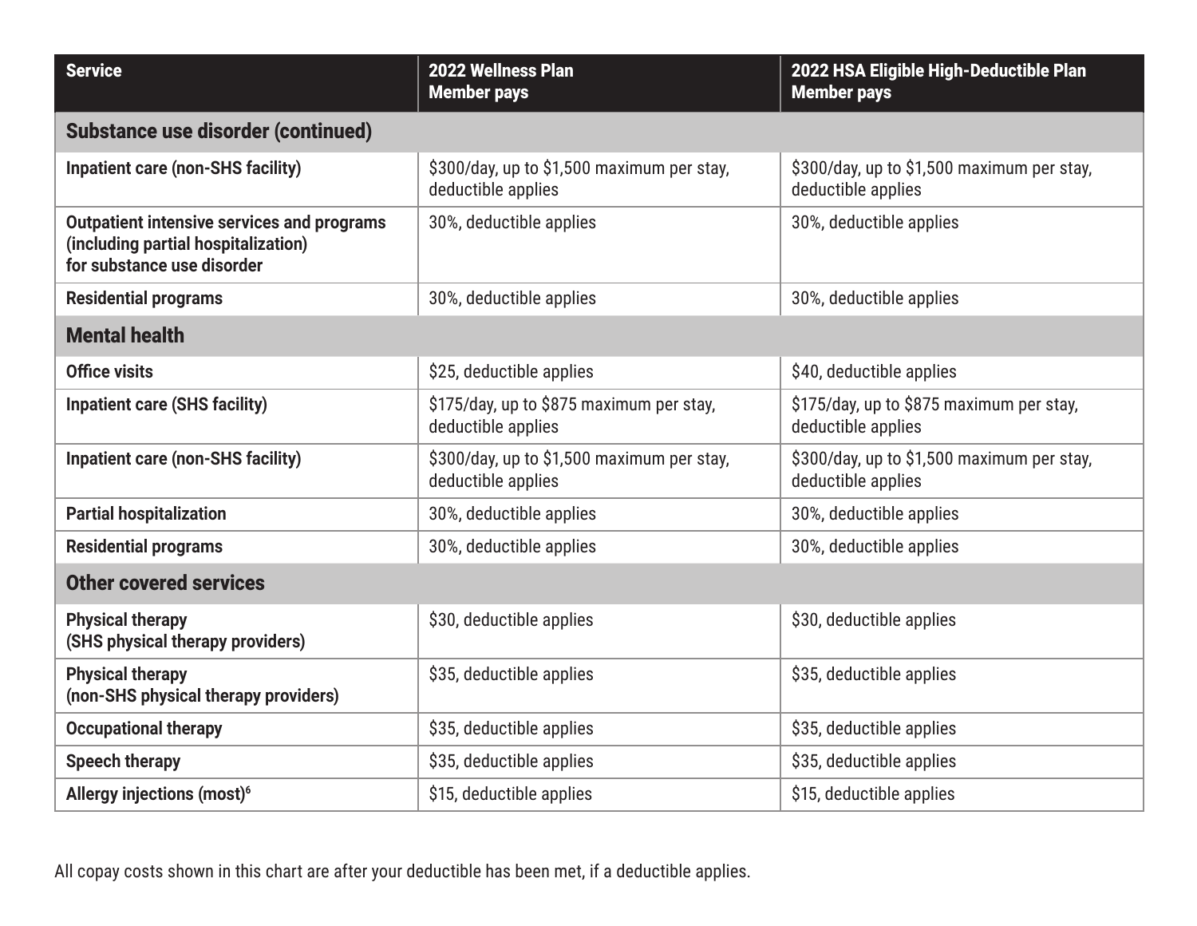| Service | 2022 Wellness Plan Member pays | 2022 HSA Eligible High-Deductible Plan Member pays |
|---|---|---|
| **Substance use disorder (continued)** | | |
| **Inpatient care (non-SHS facility)** | $300/day, up to $1,500 maximum per stay, deductible applies | $300/day, up to $1,500 maximum per stay, deductible applies |
| **Outpatient intensive services and programs (including partial hospitalization) for substance use disorder** | 30%, deductible applies | 30%, deductible applies |
| **Residential programs** | 30%, deductible applies | 30%, deductible applies |
| **Mental health** | | |
| **Office visits** | $25, deductible applies | $40, deductible applies |
| **Inpatient care (SHS facility)** | $175/day, up to $875 maximum per stay, deductible applies | $175/day, up to $875 maximum per stay, deductible applies |
| **Inpatient care (non-SHS facility)** | $300/day, up to $1,500 maximum per stay, deductible applies | $300/day, up to $1,500 maximum per stay, deductible applies |
| **Partial hospitalization** | 30%, deductible applies | 30%, deductible applies |
| **Residential programs** | 30%, deductible applies | 30%, deductible applies |
| **Other covered services** | | |
| **Physical therapy (SHS physical therapy providers)** | $30, deductible applies | $30, deductible applies |
| **Physical therapy (non-SHS physical therapy providers)** | $35, deductible applies | $35, deductible applies |
| **Occupational therapy** | $35, deductible applies | $35, deductible applies |
| **Speech therapy** | $35, deductible applies | $35, deductible applies |
| **Allergy injections (most)[6]** | $15, deductible applies | $15, deductible applies |

All copay costs shown in this chart are after your deductible has been met, if a deductible applies.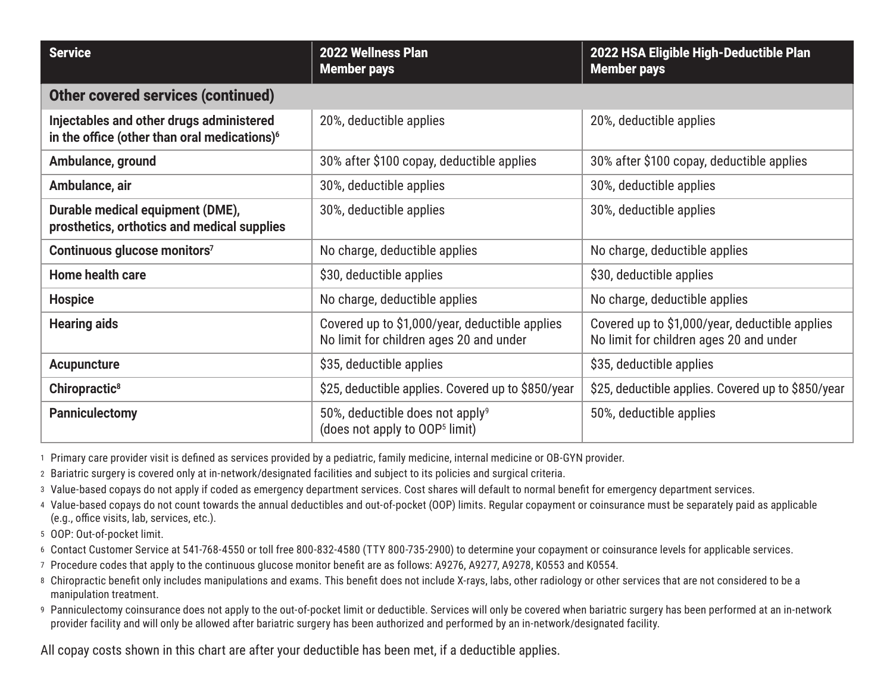| Service | 2022 Wellness Plan Member pays | 2022 HSA Eligible High-Deductible Plan Member pays |
|---|---|---|
| **Other covered services (continued)** | | |
| **Injectables and other drugs administered in the office (other than oral medications)**[6] | 20%, deductible applies | 20%, deductible applies |
| **Ambulance, ground** | 30% after $100 copay, deductible applies | 30% after $100 copay, deductible applies |
| **Ambulance, air** | 30%, deductible applies | 30%, deductible applies |
| **Durable medical equipment (DME), prosthetics, orthotics and medical supplies** | 30%, deductible applies | 30%, deductible applies |
| **Continuous glucose monitors**[7] | No charge, deductible applies | No charge, deductible applies |
| **Home health care** | $30, deductible applies | $30, deductible applies |
| **Hospice** | No charge, deductible applies | No charge, deductible applies |
| **Hearing aids** | Covered up to $1,000/year, deductible applies<br>No limit for children ages 20 and under | Covered up to $1,000/year, deductible applies<br>No limit for children ages 20 and under |
| **Acupuncture** | $35, deductible applies | $35, deductible applies |
| **Chiropractic**[8] | $25, deductible applies. Covered up to $850/year | $25, deductible applies. Covered up to $850/year |
| **Panniculectomy** | 50%, deductible does not apply[9]<br>(does not apply to OOP[5] limit) | 50%, deductible applies |

1 Primary care provider visit is defined as services provided by a pediatric, family medicine, internal medicine or OB-GYN provider.

2 Bariatric surgery is covered only at in-network/designated facilities and subject to its policies and surgical criteria.

3 Value-based copays do not apply if coded as emergency department services. Cost shares will default to normal benefit for emergency department services.

4 Value-based copays do not count towards the annual deductibles and out-of-pocket (OOP) limits. Regular copayment or coinsurance must be separately paid as applicable (e.g., office visits, lab, services, etc.).

5 OOP: Out-of-pocket limit.

6 Contact Customer Service at 541-768-4550 or toll free 800-832-4580 (TTY 800-735-2900) to determine your copayment or coinsurance levels for applicable services.

7 Procedure codes that apply to the continuous glucose monitor benefit are as follows: A9276, A9277, A9278, K0553 and K0554.

8 Chiropractic benefit only includes manipulations and exams. This benefit does not include X-rays, labs, other radiology or other services that are not considered to be a manipulation treatment.

9 Panniculectomy coinsurance does not apply to the out-of-pocket limit or deductible. Services will only be covered when bariatric surgery has been performed at an in-network provider facility and will only be allowed after bariatric surgery has been authorized and performed by an in-network/designated facility.

All copay costs shown in this chart are after your deductible has been met, if a deductible applies.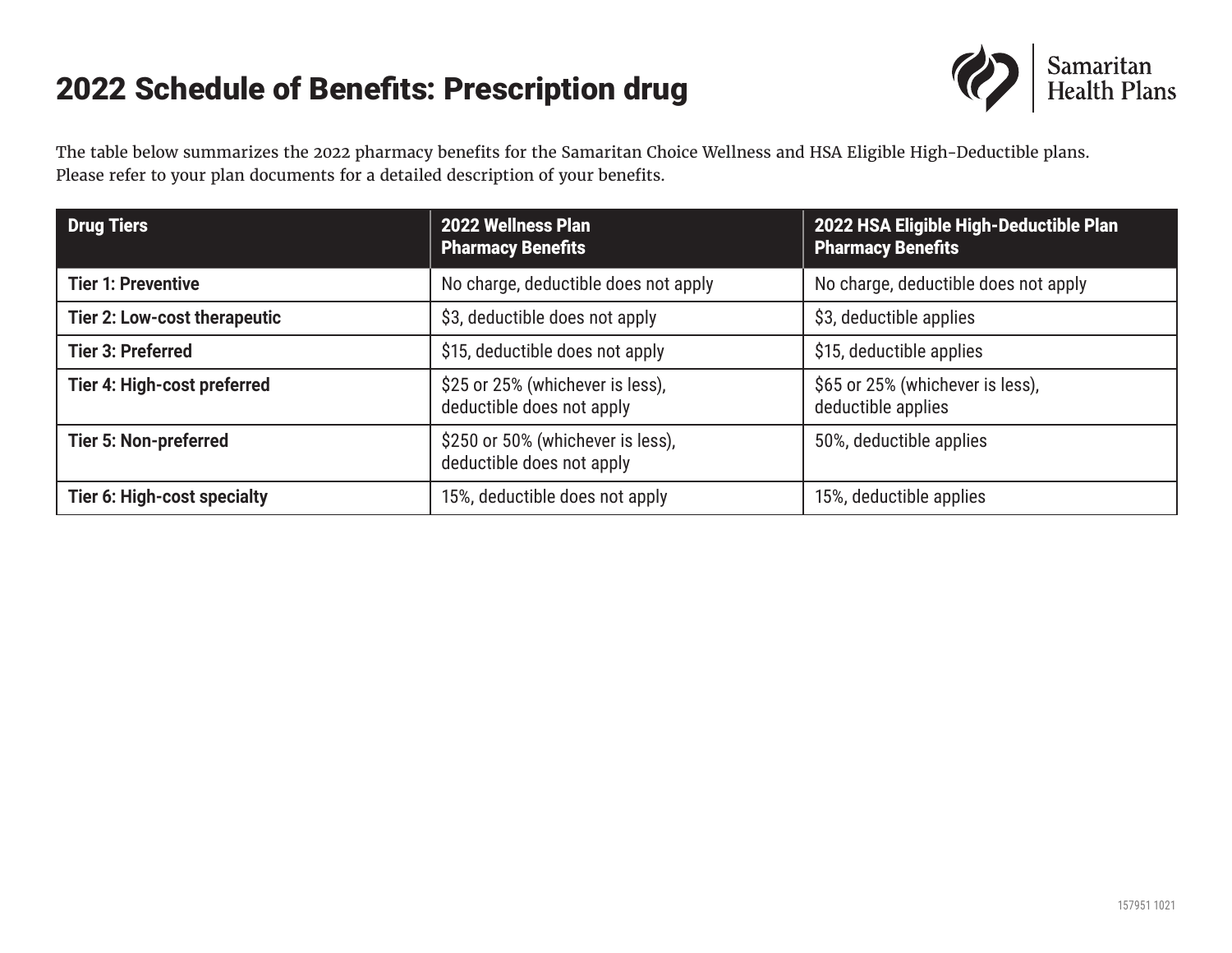# 2022 Schedule of Benefits: Prescription drug

The table below summarizes the 2022 pharmacy benefits for the Samaritan Choice Wellness and HSA Eligible High-Deductible plans. Please refer to your plan documents for a detailed description of your benefits.

| Drug Tiers | 2022 Wellness Plan Pharmacy Benefits | 2022 HSA Eligible High-Deductible Plan Pharmacy Benefits |
|---|---|---|
| **Tier 1: Preventive** | No charge, deductible does not apply | No charge, deductible does not apply |
| **Tier 2: Low-cost therapeutic** | $3, deductible does not apply | $3, deductible applies |
| **Tier 3: Preferred** | $15, deductible does not apply | $15, deductible applies |
| **Tier 4: High-cost preferred** | $25 or 25% (whichever is less), deductible does not apply | $65 or 25% (whichever is less), deductible applies |
| **Tier 5: Non-preferred** | $250 or 50% (whichever is less), deductible does not apply | 50%, deductible applies |
| **Tier 6: High-cost specialty** | 15%, deductible does not apply | 15%, deductible applies |

157951 1021